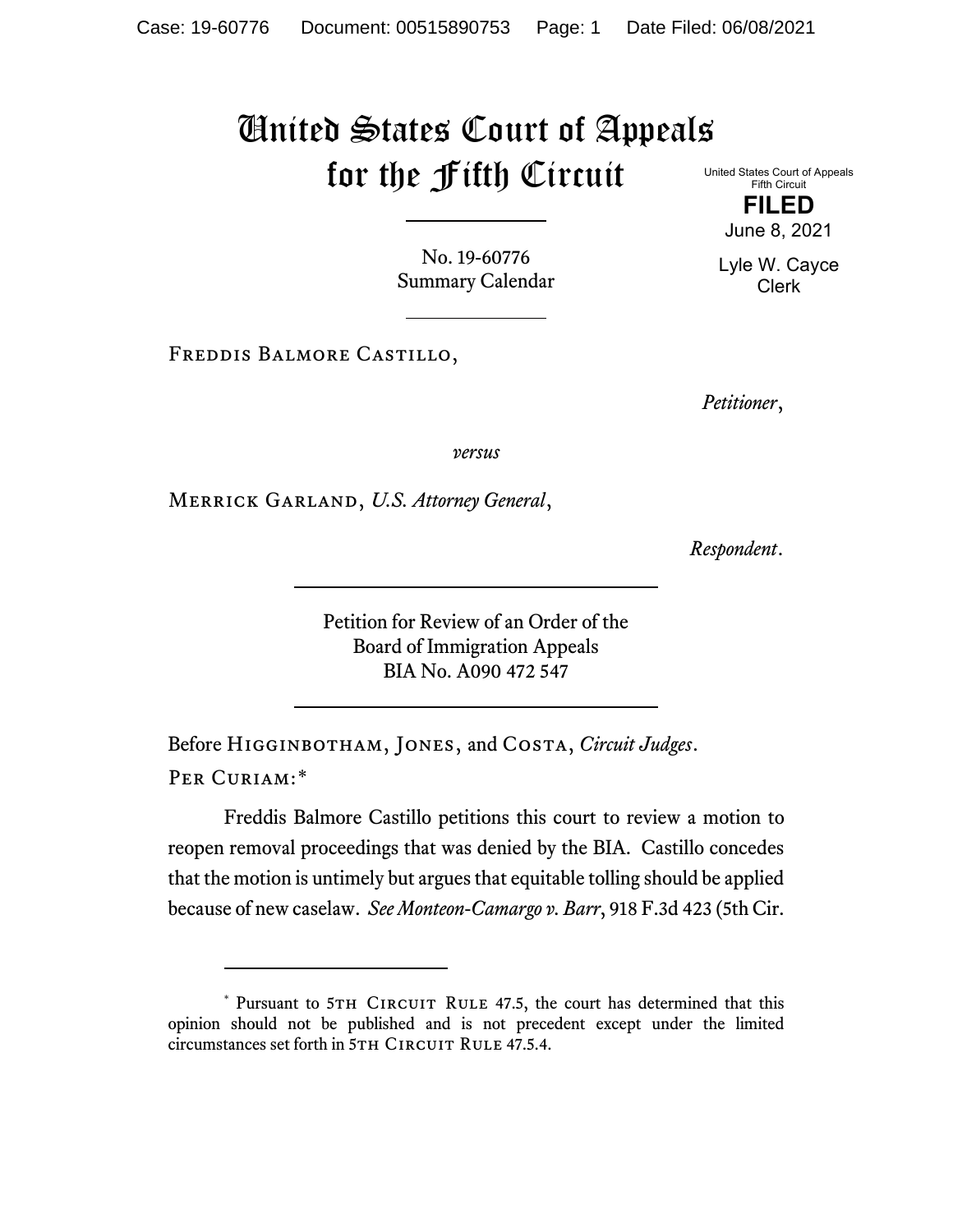# United States Court of Appeals for the Fifth Circuit

United States Court of Appeals
Fifth Circuit

**FILED**

June 8, 2021

Lyle W. Cayce
Clerk

No. 19-60776
Summary Calendar

---

Freddis Balmore Castillo,

*Petitioner*,

*versus*

Merrick Garland, *U.S. Attorney General*,

*Respondent*.

---

Petition for Review of an Order of the
Board of Immigration Appeals
BIA No. A090 472 547

---

Before Higginbotham, Jones, and Costa, *Circuit Judges*.

Per Curiam:*

Freddis Balmore Castillo petitions this court to review a motion to reopen removal proceedings that was denied by the BIA. Castillo concedes that the motion is untimely but argues that equitable tolling should be applied because of new caselaw. *See Monteon-Camargo v. Barr*, 918 F.3d 423 (5th Cir.

---

\* Pursuant to 5th Circuit Rule 47.5, the court has determined that this opinion should not be published and is not precedent except under the limited circumstances set forth in 5th Circuit Rule 47.5.4.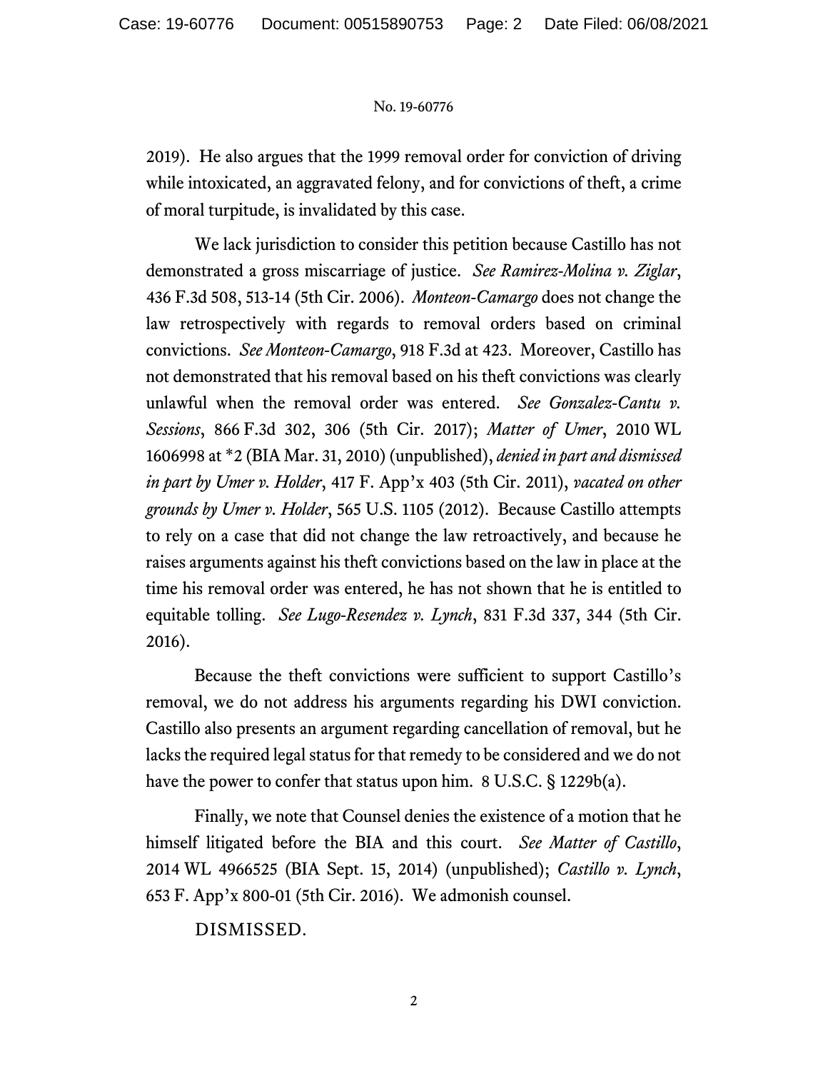2019). He also argues that the 1999 removal order for conviction of driving while intoxicated, an aggravated felony, and for convictions of theft, a crime of moral turpitude, is invalidated by this case.

We lack jurisdiction to consider this petition because Castillo has not demonstrated a gross miscarriage of justice. *See Ramirez-Molina v. Ziglar*, 436 F.3d 508, 513-14 (5th Cir. 2006). *Monteon-Camargo* does not change the law retrospectively with regards to removal orders based on criminal convictions. *See Monteon-Camargo*, 918 F.3d at 423. Moreover, Castillo has not demonstrated that his removal based on his theft convictions was clearly unlawful when the removal order was entered. *See Gonzalez-Cantu v. Sessions*, 866 F.3d 302, 306 (5th Cir. 2017); *Matter of Umer*, 2010 WL 1606998 at *2 (BIA Mar. 31, 2010) (unpublished), *denied in part and dismissed in part by Umer v. Holder*, 417 F. App'x 403 (5th Cir. 2011), *vacated on other grounds by Umer v. Holder*, 565 U.S. 1105 (2012). Because Castillo attempts to rely on a case that did not change the law retroactively, and because he raises arguments against his theft convictions based on the law in place at the time his removal order was entered, he has not shown that he is entitled to equitable tolling. *See Lugo-Resendez v. Lynch*, 831 F.3d 337, 344 (5th Cir. 2016).

Because the theft convictions were sufficient to support Castillo's removal, we do not address his arguments regarding his DWI conviction. Castillo also presents an argument regarding cancellation of removal, but he lacks the required legal status for that remedy to be considered and we do not have the power to confer that status upon him. 8 U.S.C. § 1229b(a).

Finally, we note that Counsel denies the existence of a motion that he himself litigated before the BIA and this court. *See Matter of Castillo*, 2014 WL 4966525 (BIA Sept. 15, 2014) (unpublished); *Castillo v. Lynch*, 653 F. App'x 800-01 (5th Cir. 2016). We admonish counsel.

DISMISSED.